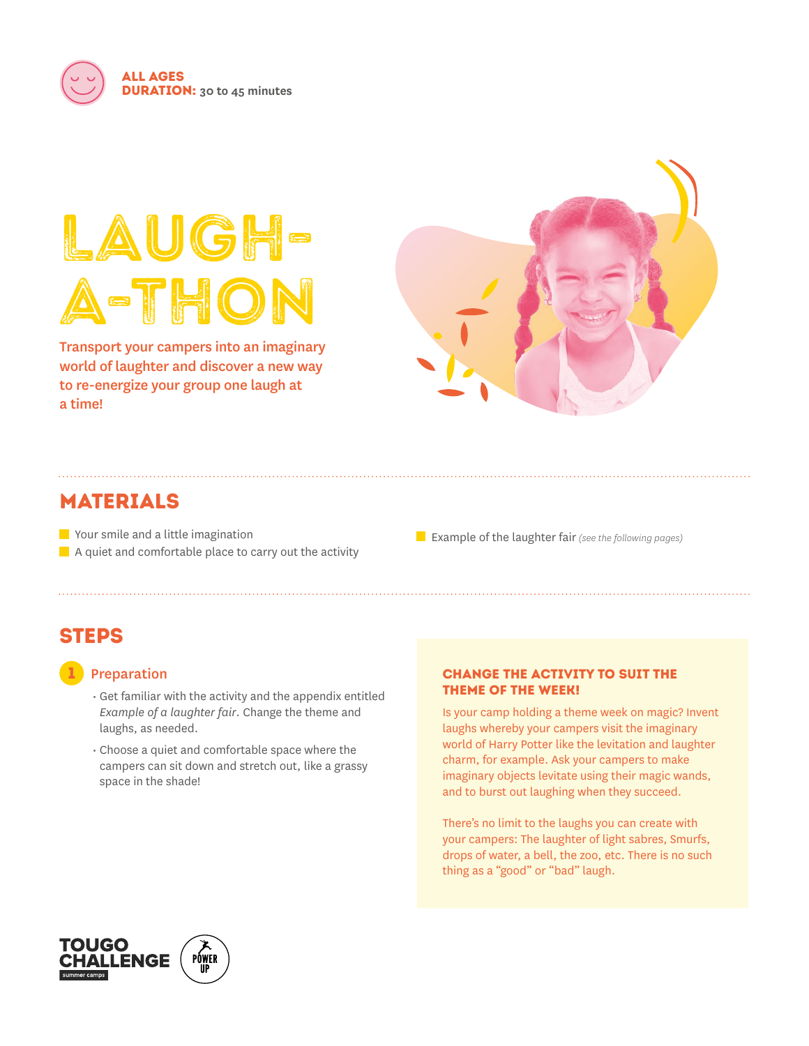**ALL AGES**
**DURATION:** 30 to 45 minutes

# LAUGH-A-THON

Transport your campers into an imaginary world of laughter and discover a new way to re-energize your group one laugh at a time!

## MATERIALS

- Your smile and a little imagination
- A quiet and comfortable place to carry out the activity
- Example of the laughter fair *(see the following pages)*

## STEPS

### 1 Preparation

- Get familiar with the activity and the appendix entitled *Example of a laughter fair*. Change the theme and laughs, as needed.
- Choose a quiet and comfortable space where the campers can sit down and stretch out, like a grassy space in the shade!

#### CHANGE THE ACTIVITY TO SUIT THE THEME OF THE WEEK!

Is your camp holding a theme week on magic? Invent laughs whereby your campers visit the imaginary world of Harry Potter like the levitation and laughter charm, for example. Ask your campers to make imaginary objects levitate using their magic wands, and to burst out laughing when they succeed.

There's no limit to the laughs you can create with your campers: The laughter of light sabres, Smurfs, drops of water, a bell, the zoo, etc. There is no such thing as a "good" or "bad" laugh.

TOUGO CHALLENGE summer camps

POWER UP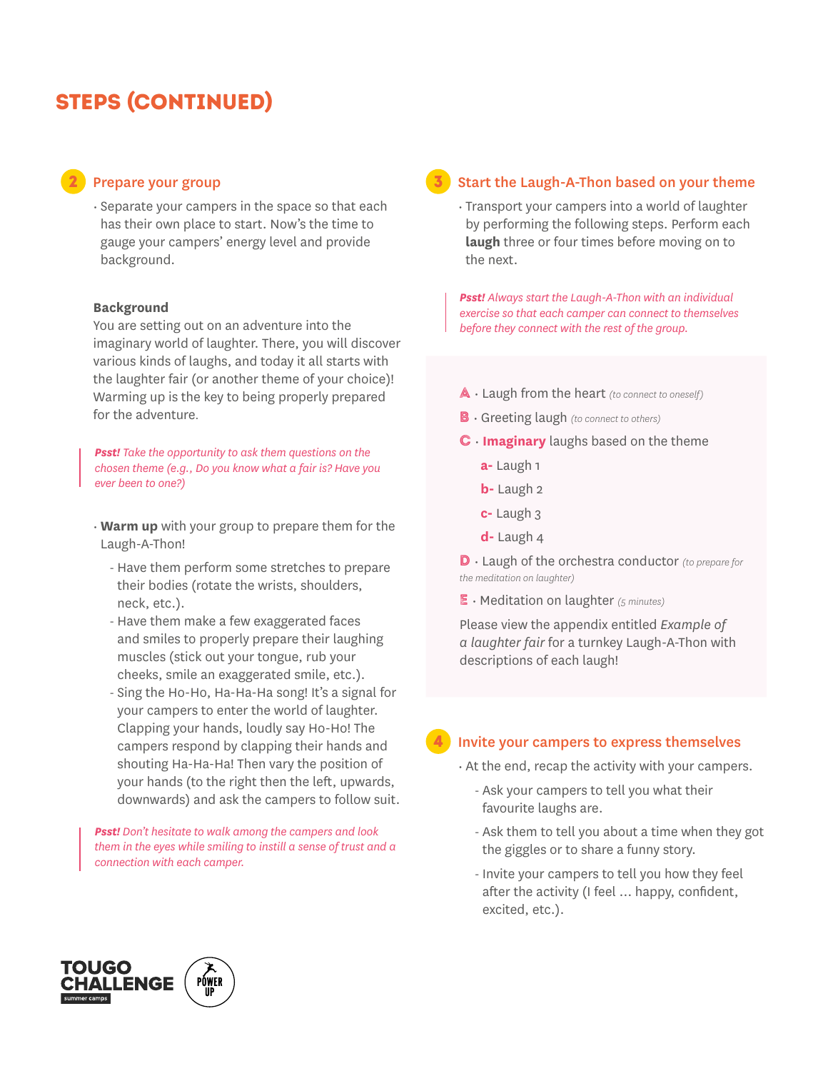# STEPS (CONTINUED)

## 2 Prepare your group

- Separate your campers in the space so that each has their own place to start. Now's the time to gauge your campers' energy level and provide background.

**Background**

You are setting out on an adventure into the imaginary world of laughter. There, you will discover various kinds of laughs, and today it all starts with the laughter fair (or another theme of your choice)! Warming up is the key to being properly prepared for the adventure.

> ***Psst!*** *Take the opportunity to ask them questions on the chosen theme (e.g., Do you know what a fair is? Have you ever been to one?)*

- **Warm up** with your group to prepare them for the Laugh-A-Thon!
  - Have them perform some stretches to prepare their bodies (rotate the wrists, shoulders, neck, etc.).
  - Have them make a few exaggerated faces and smiles to properly prepare their laughing muscles (stick out your tongue, rub your cheeks, smile an exaggerated smile, etc.).
  - Sing the Ho-Ho, Ha-Ha-Ha song! It's a signal for your campers to enter the world of laughter. Clapping your hands, loudly say Ho-Ho! The campers respond by clapping their hands and shouting Ha-Ha-Ha! Then vary the position of your hands (to the right then the left, upwards, downwards) and ask the campers to follow suit.

> ***Psst!*** *Don't hesitate to walk among the campers and look them in the eyes while smiling to instill a sense of trust and a connection with each camper.*

## 3 Start the Laugh-A-Thon based on your theme

- Transport your campers into a world of laughter by performing the following steps. Perform each **laugh** three or four times before moving on to the next.

> ***Psst!*** *Always start the Laugh-A-Thon with an individual exercise so that each camper can connect to themselves before they connect with the rest of the group.*

**A** · Laugh from the heart *(to connect to oneself)*

**B** · Greeting laugh *(to connect to others)*

**C** · **Imaginary** laughs based on the theme

- **a-** Laugh 1
- **b-** Laugh 2
- **c-** Laugh 3
- **d-** Laugh 4

**D** · Laugh of the orchestra conductor *(to prepare for the meditation on laughter)*

**E** · Meditation on laughter *(5 minutes)*

Please view the appendix entitled *Example of a laughter fair* for a turnkey Laugh-A-Thon with descriptions of each laugh!

## 4 Invite your campers to express themselves

- At the end, recap the activity with your campers.
  - Ask your campers to tell you what their favourite laughs are.
  - Ask them to tell you about a time when they got the giggles or to share a funny story.
  - Invite your campers to tell you how they feel after the activity (I feel … happy, confident, excited, etc.).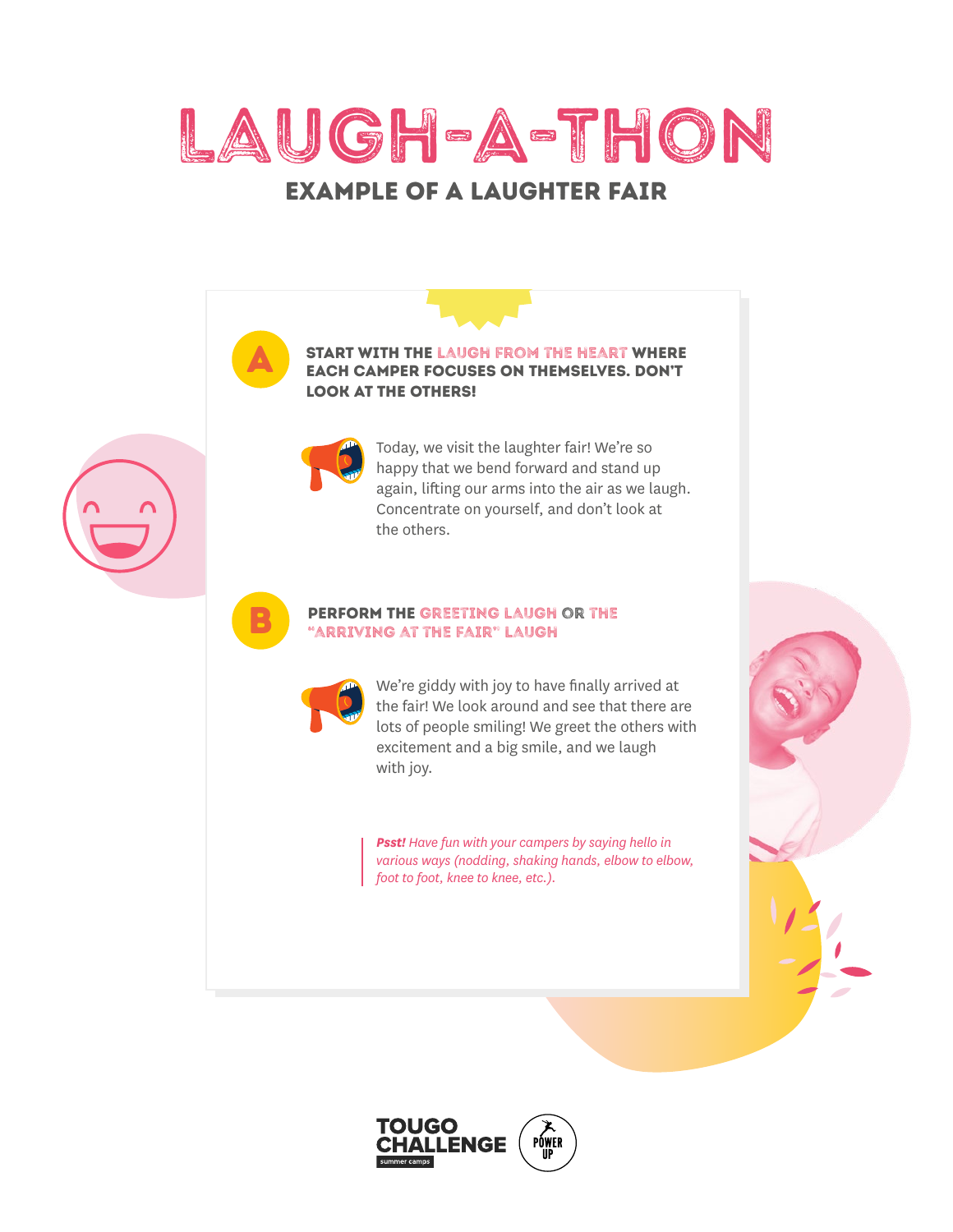# LAUGH-A-THON

## EXAMPLE OF A LAUGHTER FAIR

**A**

### START WITH THE LAUGH FROM THE HEART WHERE EACH CAMPER FOCUSES ON THEMSELVES. DON'T LOOK AT THE OTHERS!

Today, we visit the laughter fair! We're so happy that we bend forward and stand up again, lifting our arms into the air as we laugh. Concentrate on yourself, and don't look at the others.

**B**

### PERFORM THE GREETING LAUGH OR THE "ARRIVING AT THE FAIR" LAUGH

We're giddy with joy to have finally arrived at the fair! We look around and see that there are lots of people smiling! We greet the others with excitement and a big smile, and we laugh with joy.

> ***Psst!*** *Have fun with your campers by saying hello in various ways (nodding, shaking hands, elbow to elbow, foot to foot, knee to knee, etc.).*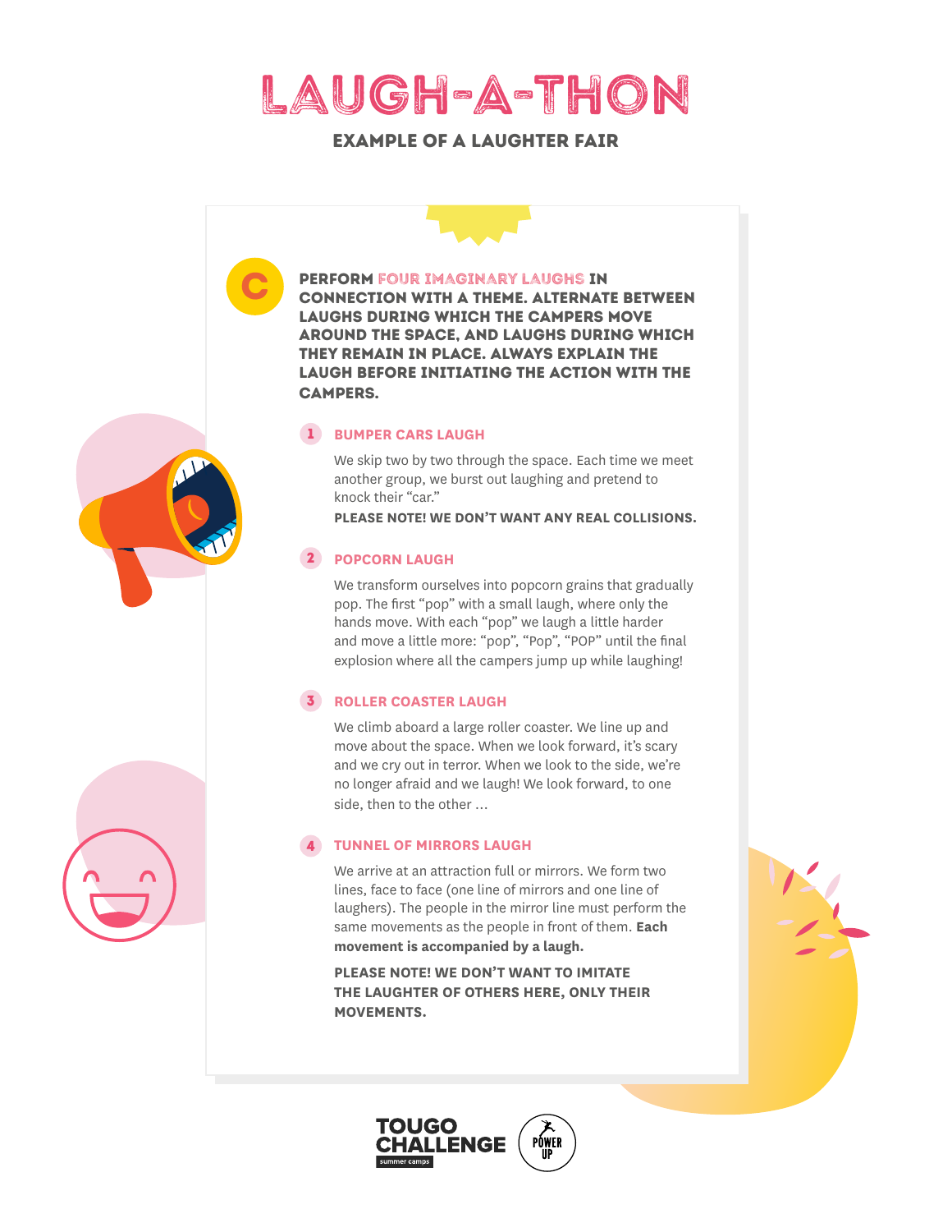# LAUGH-A-THON

## EXAMPLE OF A LAUGHTER FAIR

**C** **PERFORM FOUR IMAGINARY LAUGHS IN CONNECTION WITH A THEME. ALTERNATE BETWEEN LAUGHS DURING WHICH THE CAMPERS MOVE AROUND THE SPACE, AND LAUGHS DURING WHICH THEY REMAIN IN PLACE. ALWAYS EXPLAIN THE LAUGH BEFORE INITIATING THE ACTION WITH THE CAMPERS.**

### 1 BUMPER CARS LAUGH

We skip two by two through the space. Each time we meet another group, we burst out laughing and pretend to knock their "car."

**PLEASE NOTE! WE DON'T WANT ANY REAL COLLISIONS.**

### 2 POPCORN LAUGH

We transform ourselves into popcorn grains that gradually pop. The first "pop" with a small laugh, where only the hands move. With each "pop" we laugh a little harder and move a little more: "pop", "Pop", "POP" until the final explosion where all the campers jump up while laughing!

### 3 ROLLER COASTER LAUGH

We climb aboard a large roller coaster. We line up and move about the space. When we look forward, it's scary and we cry out in terror. When we look to the side, we're no longer afraid and we laugh! We look forward, to one side, then to the other ...

### 4 TUNNEL OF MIRRORS LAUGH

We arrive at an attraction full or mirrors. We form two lines, face to face (one line of mirrors and one line of laughers). The people in the mirror line must perform the same movements as the people in front of them. **Each movement is accompanied by a laugh.**

**PLEASE NOTE! WE DON'T WANT TO IMITATE THE LAUGHTER OF OTHERS HERE, ONLY THEIR MOVEMENTS.**

TOUGO CHALLENGE summer camps | POWER UP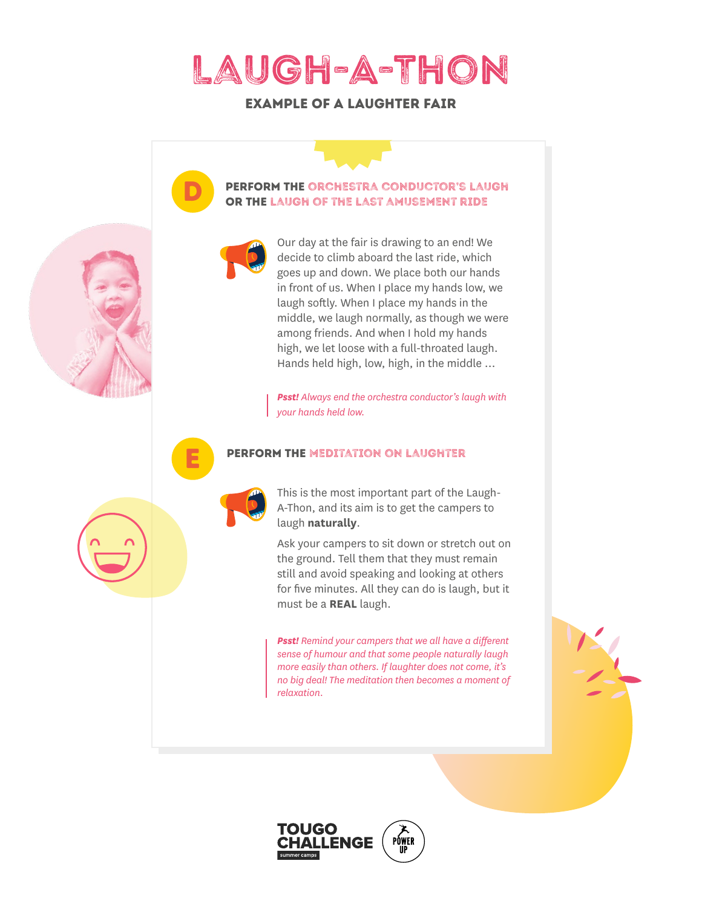# LAUGH-A-THON

## EXAMPLE OF A LAUGHER FAIR

### D PERFORM THE ORCHESTRA CONDUCTOR'S LAUGH OR THE LAUGH OF THE LAST AMUSEMENT RIDE

Our day at the fair is drawing to an end! We decide to climb aboard the last ride, which goes up and down. We place both our hands in front of us. When I place my hands low, we laugh softly. When I place my hands in the middle, we laugh normally, as though we were among friends. And when I hold my hands high, we let loose with a full-throated laugh. Hands held high, low, high, in the middle ...

> ***Psst!*** *Always end the orchestra conductor's laugh with your hands held low.*

### E PERFORM THE MEDITATION ON LAUGHTER

This is the most important part of the Laugh-A-Thon, and its aim is to get the campers to laugh **naturally**.

Ask your campers to sit down or stretch out on the ground. Tell them that they must remain still and avoid speaking and looking at others for five minutes. All they can do is laugh, but it must be a **REAL** laugh.

> ***Psst!*** *Remind your campers that we all have a different sense of humour and that some people naturally laugh more easily than others. If laughter does not come, it's no big deal! The meditation then becomes a moment of relaxation.*

TOUGO CHALLENGE summer camps

POWER UP